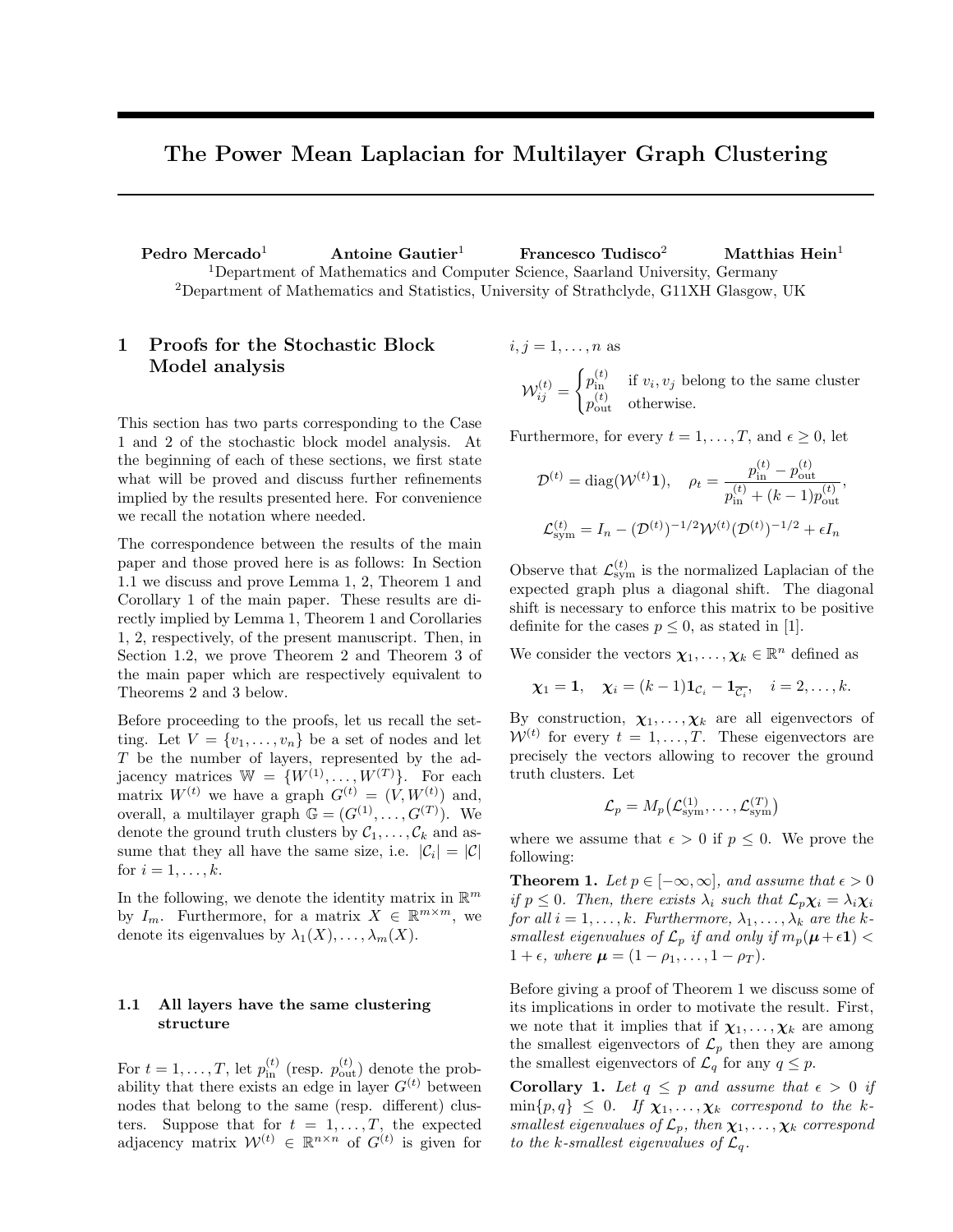# The Power Mean Laplacian for Multilayer Graph Clustering

**Pedro Mercado**[1] **Antoine Gautier**[1] **Francesco Tudisco**[2] **Matthias Hein**[1]

[1]Department of Mathematics and Computer Science, Saarland University, Germany
[2]Department of Mathematics and Statistics, University of Strathclyde, G11XH Glasgow, UK

## 1 Proofs for the Stochastic Block Model analysis

This section has two parts corresponding to the Case 1 and 2 of the stochastic block model analysis. At the beginning of each of these sections, we first state what will be proved and discuss further refinements implied by the results presented here. For convenience we recall the notation where needed.

The correspondence between the results of the main paper and those proved here is as follows: In Section 1.1 we discuss and prove Lemma 1, 2, Theorem 1 and Corollary 1 of the main paper. These results are directly implied by Lemma 1, Theorem 1 and Corollaries 1, 2, respectively, of the present manuscript. Then, in Section 1.2, we prove Theorem 2 and Theorem 3 of the main paper which are respectively equivalent to Theorems 2 and 3 below.

Before proceeding to the proofs, let us recall the setting. Let $V = \{v_1, \ldots, v_n\}$ be a set of nodes and let $T$ be the number of layers, represented by the adjacency matrices $\mathbb{W} = \{W^{(1)}, \ldots, W^{(T)}\}$. For each matrix $W^{(t)}$ we have a graph $G^{(t)} = (V, W^{(t)})$ and, overall, a multilayer graph $\mathbb{G} = (G^{(1)}, \ldots, G^{(T)})$. We denote the ground truth clusters by $\mathcal{C}_1, \ldots, \mathcal{C}_k$ and assume that they all have the same size, i.e. $|\mathcal{C}_i| = |\mathcal{C}|$ for $i = 1, \ldots, k$.

In the following, we denote the identity matrix in $\mathbb{R}^m$ by $I_m$. Furthermore, for a matrix $X \in \mathbb{R}^{m \times m}$, we denote its eigenvalues by $\lambda_1(X), \ldots, \lambda_m(X)$.

### 1.1 All layers have the same clustering structure

For $t = 1, \ldots, T$, let $p_{\text{in}}^{(t)}$ (resp. $p_{\text{out}}^{(t)}$) denote the probability that there exists an edge in layer $G^{(t)}$ between nodes that belong to the same (resp. different) clusters. Suppose that for $t = 1, \ldots, T$, the expected adjacency matrix $\mathcal{W}^{(t)} \in \mathbb{R}^{n \times n}$ of $G^{(t)}$ is given for $i, j = 1, \ldots, n$ as

$$\mathcal{W}_{ij}^{(t)} = \begin{cases} p_{\text{in}}^{(t)} & \text{if } v_i, v_j \text{ belong to the same cluster} \\ p_{\text{out}}^{(t)} & \text{otherwise.} \end{cases}$$

Furthermore, for every $t = 1, \ldots, T$, and $\epsilon \geq 0$, let

$$\mathcal{D}^{(t)} = \operatorname{diag}(\mathcal{W}^{(t)}\mathbf{1}), \quad \rho_t = \frac{p_{\text{in}}^{(t)} - p_{\text{out}}^{(t)}}{p_{\text{in}}^{(t)} + (k-1)p_{\text{out}}^{(t)}},$$

$$\mathcal{L}_{\text{sym}}^{(t)} = I_n - (\mathcal{D}^{(t)})^{-1/2}\mathcal{W}^{(t)}(\mathcal{D}^{(t)})^{-1/2} + \epsilon I_n$$

Observe that $\mathcal{L}_{\text{sym}}^{(t)}$ is the normalized Laplacian of the expected graph plus a diagonal shift. The diagonal shift is necessary to enforce this matrix to be positive definite for the cases $p \leq 0$, as stated in [1].

We consider the vectors $\boldsymbol{\chi}_1, \ldots, \boldsymbol{\chi}_k \in \mathbb{R}^n$ defined as

$$\boldsymbol{\chi}_1 = \mathbf{1}, \quad \boldsymbol{\chi}_i = (k-1)\mathbf{1}_{\mathcal{C}_i} - \mathbf{1}_{\overline{\mathcal{C}_i}}, \quad i = 2, \ldots, k.$$

By construction, $\boldsymbol{\chi}_1, \ldots, \boldsymbol{\chi}_k$ are all eigenvectors of $\mathcal{W}^{(t)}$ for every $t = 1, \ldots, T$. These eigenvectors are precisely the vectors allowing to recover the ground truth clusters. Let

$$\mathcal{L}_p = M_p\big(\mathcal{L}_{\text{sym}}^{(1)}, \ldots, \mathcal{L}_{\text{sym}}^{(T)}\big)$$

where we assume that $\epsilon > 0$ if $p \leq 0$. We prove the following:

**Theorem 1.** *Let $p \in [-\infty, \infty]$, and assume that $\epsilon > 0$ if $p \leq 0$. Then, there exists $\lambda_i$ such that $\mathcal{L}_p\boldsymbol{\chi}_i = \lambda_i\boldsymbol{\chi}_i$ for all $i = 1, \ldots, k$. Furthermore, $\lambda_1, \ldots, \lambda_k$ are the $k$-smallest eigenvalues of $\mathcal{L}_p$ if and only if $m_p(\boldsymbol{\mu} + \epsilon\mathbf{1}) < 1 + \epsilon$, where $\boldsymbol{\mu} = (1 - \rho_1, \ldots, 1 - \rho_T)$.*

Before giving a proof of Theorem 1 we discuss some of its implications in order to motivate the result. First, we note that it implies that if $\boldsymbol{\chi}_1, \ldots, \boldsymbol{\chi}_k$ are among the smallest eigenvectors of $\mathcal{L}_p$ then they are among the smallest eigenvectors of $\mathcal{L}_q$ for any $q \leq p$.

**Corollary 1.** *Let $q \leq p$ and assume that $\epsilon > 0$ if $\min\{p, q\} \leq 0$. If $\boldsymbol{\chi}_1, \ldots, \boldsymbol{\chi}_k$ correspond to the $k$-smallest eigenvalues of $\mathcal{L}_p$, then $\boldsymbol{\chi}_1, \ldots, \boldsymbol{\chi}_k$ correspond to the $k$-smallest eigenvalues of $\mathcal{L}_q$.*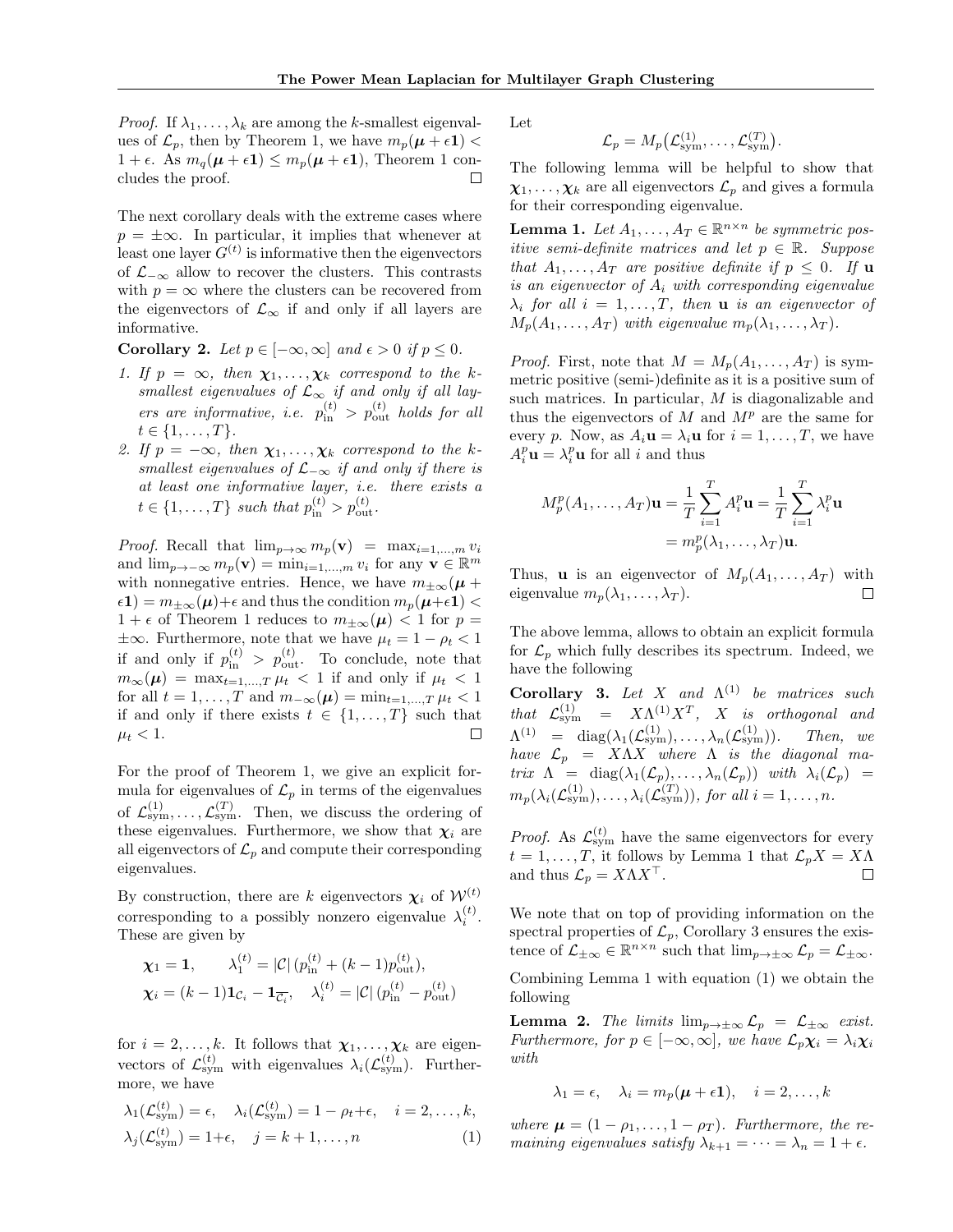*Proof.* If $\lambda_1, \dots, \lambda_k$ are among the $k$-smallest eigenvalues of $\mathcal{L}_p$, then by Theorem 1, we have $m_p(\boldsymbol{\mu} + \epsilon \mathbf{1}) < 1 + \epsilon$. As $m_q(\boldsymbol{\mu} + \epsilon \mathbf{1}) \le m_p(\boldsymbol{\mu} + \epsilon \mathbf{1})$, Theorem 1 concludes the proof. ◻

The next corollary deals with the extreme cases where $p = \pm\infty$. In particular, it implies that whenever at least one layer $G^{(t)}$ is informative then the eigenvectors of $\mathcal{L}_{-\infty}$ allow to recover the clusters. This contrasts with $p = \infty$ where the clusters can be recovered from the eigenvectors of $\mathcal{L}_\infty$ if and only if all layers are informative.

**Corollary 2.** *Let $p \in [-\infty, \infty]$ and $\epsilon > 0$ if $p \le 0$.*

1. *If $p = \infty$, then $\boldsymbol{\chi}_1, \dots, \boldsymbol{\chi}_k$ correspond to the $k$-smallest eigenvalues of $\mathcal{L}_\infty$ if and only if all layers are informative, i.e. $p_{\text{in}}^{(t)} > p_{\text{out}}^{(t)}$ holds for all $t \in \{1, \dots, T\}$.*
2. *If $p = -\infty$, then $\boldsymbol{\chi}_1, \dots, \boldsymbol{\chi}_k$ correspond to the $k$-smallest eigenvalues of $\mathcal{L}_{-\infty}$ if and only if there is at least one informative layer, i.e. there exists a $t \in \{1, \dots, T\}$ such that $p_{\text{in}}^{(t)} > p_{\text{out}}^{(t)}$.*

*Proof.* Recall that $\lim_{p\to\infty} m_p(\mathbf{v}) = \max_{i=1,\dots,m} v_i$ and $\lim_{p\to-\infty} m_p(\mathbf{v}) = \min_{i=1,\dots,m} v_i$ for any $\mathbf{v} \in \mathbb{R}^m$ with nonnegative entries. Hence, we have $m_{\pm\infty}(\boldsymbol{\mu} + \epsilon \mathbf{1}) = m_{\pm\infty}(\boldsymbol{\mu}) + \epsilon$ and thus the condition $m_p(\boldsymbol{\mu} + \epsilon \mathbf{1}) < 1 + \epsilon$ of Theorem 1 reduces to $m_{\pm\infty}(\boldsymbol{\mu}) < 1$ for $p = \pm\infty$. Furthermore, note that we have $\mu_t = 1 - \rho_t < 1$ if and only if $p_{\text{in}}^{(t)} > p_{\text{out}}^{(t)}$. To conclude, note that $m_\infty(\boldsymbol{\mu}) = \max_{t=1,\dots,T} \mu_t < 1$ if and only if $\mu_t < 1$ for all $t = 1, \dots, T$ and $m_{-\infty}(\boldsymbol{\mu}) = \min_{t=1,\dots,T} \mu_t < 1$ if and only if there exists $t \in \{1, \dots, T\}$ such that $\mu_t < 1$. ◻

For the proof of Theorem 1, we give an explicit formula for eigenvalues of $\mathcal{L}_p$ in terms of the eigenvalues of $\mathcal{L}_{\text{sym}}^{(1)}, \dots, \mathcal{L}_{\text{sym}}^{(T)}$. Then, we discuss the ordering of these eigenvalues. Furthermore, we show that $\boldsymbol{\chi}_i$ are all eigenvectors of $\mathcal{L}_p$ and compute their corresponding eigenvalues.

By construction, there are $k$ eigenvectors $\boldsymbol{\chi}_i$ of $\mathcal{W}^{(t)}$ corresponding to a possibly nonzero eigenvalue $\lambda_i^{(t)}$. These are given by

$$\begin{aligned}
\boldsymbol{\chi}_1 &= \mathbf{1}, \qquad \lambda_1^{(t)} = |\mathcal{C}|\,(p_{\text{in}}^{(t)} + (k-1)p_{\text{out}}^{(t)}), \\
\boldsymbol{\chi}_i &= (k-1)\mathbf{1}_{\mathcal{C}_i} - \mathbf{1}_{\overline{\mathcal{C}_i}}, \quad \lambda_i^{(t)} = |\mathcal{C}|\,(p_{\text{in}}^{(t)} - p_{\text{out}}^{(t)})
\end{aligned}$$

for $i = 2, \dots, k$. It follows that $\boldsymbol{\chi}_1, \dots, \boldsymbol{\chi}_k$ are eigenvectors of $\mathcal{L}_{\text{sym}}^{(t)}$ with eigenvalues $\lambda_i(\mathcal{L}_{\text{sym}}^{(t)})$. Furthermore, we have

$$\begin{aligned}
&\lambda_1(\mathcal{L}_{\text{sym}}^{(t)}) = \epsilon, \quad \lambda_i(\mathcal{L}_{\text{sym}}^{(t)}) = 1 - \rho_t + \epsilon, \quad i = 2, \dots, k, \\
&\lambda_j(\mathcal{L}_{\text{sym}}^{(t)}) = 1 + \epsilon, \quad j = k+1, \dots, n \qquad (1)
\end{aligned}$$

Let

$$\mathcal{L}_p = M_p\big(\mathcal{L}_{\text{sym}}^{(1)}, \dots, \mathcal{L}_{\text{sym}}^{(T)}\big).$$

The following lemma will be helpful to show that $\boldsymbol{\chi}_1, \dots, \boldsymbol{\chi}_k$ are all eigenvectors $\mathcal{L}_p$ and gives a formula for their corresponding eigenvalue.

**Lemma 1.** *Let $A_1, \dots, A_T \in \mathbb{R}^{n\times n}$ be symmetric positive semi-definite matrices and let $p \in \mathbb{R}$. Suppose that $A_1, \dots, A_T$ are positive definite if $p \le 0$. If $\mathbf{u}$ is an eigenvector of $A_i$ with corresponding eigenvalue $\lambda_i$ for all $i = 1, \dots, T$, then $\mathbf{u}$ is an eigenvector of $M_p(A_1, \dots, A_T)$ with eigenvalue $m_p(\lambda_1, \dots, \lambda_T)$.*

*Proof.* First, note that $M = M_p(A_1, \dots, A_T)$ is symmetric positive (semi-)definite as it is a positive sum of such matrices. In particular, $M$ is diagonalizable and thus the eigenvectors of $M$ and $M^p$ are the same for every $p$. Now, as $A_i\mathbf{u} = \lambda_i\mathbf{u}$ for $i = 1, \dots, T$, we have $A_i^p\mathbf{u} = \lambda_i^p\mathbf{u}$ for all $i$ and thus

$$\begin{aligned}
M_p^p(A_1, \dots, A_T)\mathbf{u} &= \frac{1}{T}\sum_{i=1}^T A_i^p\mathbf{u} = \frac{1}{T}\sum_{i=1}^T \lambda_i^p\mathbf{u} \\
&= m_p^p(\lambda_1, \dots, \lambda_T)\mathbf{u}.
\end{aligned}$$

Thus, $\mathbf{u}$ is an eigenvector of $M_p(A_1, \dots, A_T)$ with eigenvalue $m_p(\lambda_1, \dots, \lambda_T)$. ◻

The above lemma, allows to obtain an explicit formula for $\mathcal{L}_p$ which fully describes its spectrum. Indeed, we have the following

**Corollary 3.** *Let $X$ and $\Lambda^{(1)}$ be matrices such that $\mathcal{L}_{\text{sym}}^{(1)} = X\Lambda^{(1)}X^T$, $X$ is orthogonal and $\Lambda^{(1)} = \operatorname{diag}(\lambda_1(\mathcal{L}_{\text{sym}}^{(1)}), \dots, \lambda_n(\mathcal{L}_{\text{sym}}^{(1)}))$. Then, we have $\mathcal{L}_p = X\Lambda X$ where $\Lambda$ is the diagonal matrix $\Lambda = \operatorname{diag}(\lambda_1(\mathcal{L}_p), \dots, \lambda_n(\mathcal{L}_p))$ with $\lambda_i(\mathcal{L}_p) = m_p(\lambda_i(\mathcal{L}_{\text{sym}}^{(1)}), \dots, \lambda_i(\mathcal{L}_{\text{sym}}^{(T)}))$, for all $i = 1, \dots, n$.*

*Proof.* As $\mathcal{L}_{\text{sym}}^{(t)}$ have the same eigenvectors for every $t = 1, \dots, T$, it follows by Lemma 1 that $\mathcal{L}_pX = X\Lambda$ and thus $\mathcal{L}_p = X\Lambda X^\top$. ◻

We note that on top of providing information on the spectral properties of $\mathcal{L}_p$, Corollary 3 ensures the existence of $\mathcal{L}_{\pm\infty} \in \mathbb{R}^{n\times n}$ such that $\lim_{p\to\pm\infty} \mathcal{L}_p = \mathcal{L}_{\pm\infty}$.

Combining Lemma 1 with equation (1) we obtain the following

**Lemma 2.** *The limits $\lim_{p\to\pm\infty} \mathcal{L}_p = \mathcal{L}_{\pm\infty}$ exist. Furthermore, for $p \in [-\infty, \infty]$, we have $\mathcal{L}_p\boldsymbol{\chi}_i = \lambda_i\boldsymbol{\chi}_i$ with*

$$\lambda_1 = \epsilon, \quad \lambda_i = m_p(\boldsymbol{\mu} + \epsilon \mathbf{1}), \quad i = 2, \dots, k$$

*where $\boldsymbol{\mu} = (1 - \rho_1, \dots, 1 - \rho_T)$. Furthermore, the remaining eigenvalues satisfy $\lambda_{k+1} = \dots = \lambda_n = 1 + \epsilon$.*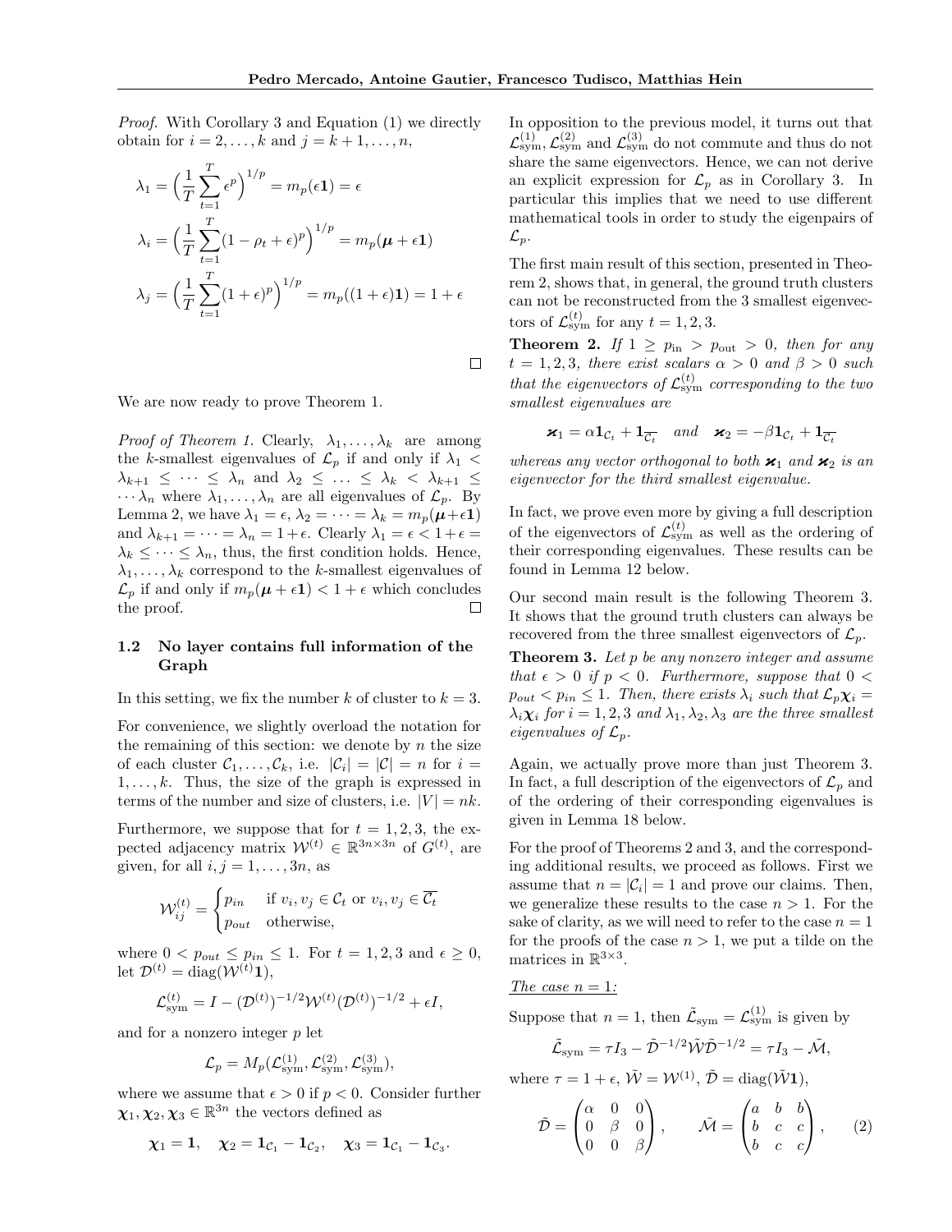*Proof.* With Corollary 3 and Equation (1) we directly obtain for $i = 2, \dots, k$ and $j = k+1, \dots, n$,

$$\lambda_1 = \Big(\frac{1}{T}\sum_{t=1}^{T} \epsilon^p\Big)^{1/p} = m_p(\epsilon \mathbf{1}) = \epsilon$$

$$\lambda_i = \Big(\frac{1}{T}\sum_{t=1}^{T} (1-\rho_t+\epsilon)^p\Big)^{1/p} = m_p(\boldsymbol{\mu} + \epsilon \mathbf{1})$$

$$\lambda_j = \Big(\frac{1}{T}\sum_{t=1}^{T} (1+\epsilon)^p\Big)^{1/p} = m_p((1+\epsilon)\mathbf{1}) = 1+\epsilon$$

□

We are now ready to prove Theorem 1.

*Proof of Theorem 1.* Clearly, $\lambda_1, \dots, \lambda_k$ are among the $k$-smallest eigenvalues of $\mathcal{L}_p$ if and only if $\lambda_1 < \lambda_{k+1} \leq \cdots \leq \lambda_n$ and $\lambda_2 \leq \ldots \leq \lambda_k < \lambda_{k+1} \leq \cdots \lambda_n$ where $\lambda_1, \dots, \lambda_n$ are all eigenvalues of $\mathcal{L}_p$. By Lemma 2, we have $\lambda_1 = \epsilon$, $\lambda_2 = \cdots = \lambda_k = m_p(\boldsymbol{\mu}+\epsilon\mathbf{1})$ and $\lambda_{k+1} = \cdots = \lambda_n = 1+\epsilon$. Clearly $\lambda_1 = \epsilon < 1+\epsilon = \lambda_k \leq \cdots \leq \lambda_n$, thus, the first condition holds. Hence, $\lambda_1, \dots, \lambda_k$ correspond to the $k$-smallest eigenvalues of $\mathcal{L}_p$ if and only if $m_p(\boldsymbol{\mu}+\epsilon\mathbf{1}) < 1+\epsilon$ which concludes the proof. □

### 1.2 No layer contains full information of the Graph

In this setting, we fix the number $k$ of cluster to $k = 3$.

For convenience, we slightly overload the notation for the remaining of this section: we denote by $n$ the size of each cluster $\mathcal{C}_1, \dots, \mathcal{C}_k$, i.e. $|\mathcal{C}_i| = |\mathcal{C}| = n$ for $i = 1, \dots, k$. Thus, the size of the graph is expressed in terms of the number and size of clusters, i.e. $|V| = nk$.

Furthermore, we suppose that for $t = 1, 2, 3$, the expected adjacency matrix $\mathcal{W}^{(t)} \in \mathbb{R}^{3n \times 3n}$ of $G^{(t)}$, are given, for all $i, j = 1, \dots, 3n$, as

$$\mathcal{W}_{ij}^{(t)} = \begin{cases} p_{in} & \text{if } v_i, v_j \in \mathcal{C}_t \text{ or } v_i, v_j \in \overline{\mathcal{C}_t} \\ p_{out} & \text{otherwise,} \end{cases}$$

where $0 < p_{out} \leq p_{in} \leq 1$. For $t = 1, 2, 3$ and $\epsilon \geq 0$, let $\mathcal{D}^{(t)} = \operatorname{diag}(\mathcal{W}^{(t)}\mathbf{1})$,

$$\mathcal{L}_{\text{sym}}^{(t)} = I - (\mathcal{D}^{(t)})^{-1/2} \mathcal{W}^{(t)} (\mathcal{D}^{(t)})^{-1/2} + \epsilon I,$$

and for a nonzero integer $p$ let

$$\mathcal{L}_p = M_p(\mathcal{L}_{\text{sym}}^{(1)}, \mathcal{L}_{\text{sym}}^{(2)}, \mathcal{L}_{\text{sym}}^{(3)}),$$

where we assume that $\epsilon > 0$ if $p < 0$. Consider further $\boldsymbol{\chi}_1, \boldsymbol{\chi}_2, \boldsymbol{\chi}_3 \in \mathbb{R}^{3n}$ the vectors defined as

$$\boldsymbol{\chi}_1 = \mathbf{1}, \quad \boldsymbol{\chi}_2 = \mathbf{1}_{\mathcal{C}_1} - \mathbf{1}_{\mathcal{C}_2}, \quad \boldsymbol{\chi}_3 = \mathbf{1}_{\mathcal{C}_1} - \mathbf{1}_{\mathcal{C}_3}.$$

In opposition to the previous model, it turns out that $\mathcal{L}_{\text{sym}}^{(1)}, \mathcal{L}_{\text{sym}}^{(2)}$ and $\mathcal{L}_{\text{sym}}^{(3)}$ do not commute and thus do not share the same eigenvectors. Hence, we can not derive an explicit expression for $\mathcal{L}_p$ as in Corollary 3. In particular this implies that we need to use different mathematical tools in order to study the eigenpairs of $\mathcal{L}_p$.

The first main result of this section, presented in Theorem 2, shows that, in general, the ground truth clusters can not be reconstructed from the 3 smallest eigenvectors of $\mathcal{L}_{\text{sym}}^{(t)}$ for any $t = 1, 2, 3$.

**Theorem 2.** *If $1 \geq p_{\text{in}} > p_{\text{out}} > 0$, then for any $t = 1, 2, 3$, there exist scalars $\alpha > 0$ and $\beta > 0$ such that the eigenvectors of $\mathcal{L}_{\text{sym}}^{(t)}$ corresponding to the two smallest eigenvalues are*

$$\boldsymbol{\varkappa}_1 = \alpha \mathbf{1}_{\mathcal{C}_t} + \mathbf{1}_{\overline{\mathcal{C}_t}} \quad \textit{and} \quad \boldsymbol{\varkappa}_2 = -\beta \mathbf{1}_{\mathcal{C}_t} + \mathbf{1}_{\overline{\mathcal{C}_t}}$$

*whereas any vector orthogonal to both $\boldsymbol{\varkappa}_1$ and $\boldsymbol{\varkappa}_2$ is an eigenvector for the third smallest eigenvalue.*

In fact, we prove even more by giving a full description of the eigenvectors of $\mathcal{L}_{\text{sym}}^{(t)}$ as well as the ordering of their corresponding eigenvalues. These results can be found in Lemma 12 below.

Our second main result is the following Theorem 3. It shows that the ground truth clusters can always be recovered from the three smallest eigenvectors of $\mathcal{L}_p$.

**Theorem 3.** *Let $p$ be any nonzero integer and assume that $\epsilon > 0$ if $p < 0$. Furthermore, suppose that $0 < p_{out} < p_{in} \leq 1$. Then, there exists $\lambda_i$ such that $\mathcal{L}_p \boldsymbol{\chi}_i = \lambda_i \boldsymbol{\chi}_i$ for $i = 1, 2, 3$ and $\lambda_1, \lambda_2, \lambda_3$ are the three smallest eigenvalues of $\mathcal{L}_p$.*

Again, we actually prove more than just Theorem 3. In fact, a full description of the eigenvectors of $\mathcal{L}_p$ and of the ordering of their corresponding eigenvalues is given in Lemma 18 below.

For the proof of Theorems 2 and 3, and the corresponding additional results, we proceed as follows. First we assume that $n = |\mathcal{C}_i| = 1$ and prove our claims. Then, we generalize these results to the case $n > 1$. For the sake of clarity, as we will need to refer to the case $n = 1$ for the proofs of the case $n > 1$, we put a tilde on the matrices in $\mathbb{R}^{3\times 3}$.

<u>The case $n = 1$:</u>

Suppose that $n = 1$, then $\tilde{\mathcal{L}}_{\text{sym}} = \mathcal{L}_{\text{sym}}^{(1)}$ is given by

$$\tilde{\mathcal{L}}_{\text{sym}} = \tau I_3 - \tilde{\mathcal{D}}^{-1/2} \tilde{\mathcal{W}} \tilde{\mathcal{D}}^{-1/2} = \tau I_3 - \tilde{\mathcal{M}},$$

where $\tau = 1+\epsilon$, $\tilde{\mathcal{W}} = \mathcal{W}^{(1)}$, $\tilde{\mathcal{D}} = \operatorname{diag}(\tilde{\mathcal{W}}\mathbf{1})$,

$$\tilde{\mathcal{D}} = \begin{pmatrix} \alpha & 0 & 0 \\ 0 & \beta & 0 \\ 0 & 0 & \beta \end{pmatrix}, \qquad \tilde{\mathcal{M}} = \begin{pmatrix} a & b & b \\ b & c & c \\ b & c & c \end{pmatrix}, \qquad (2)$$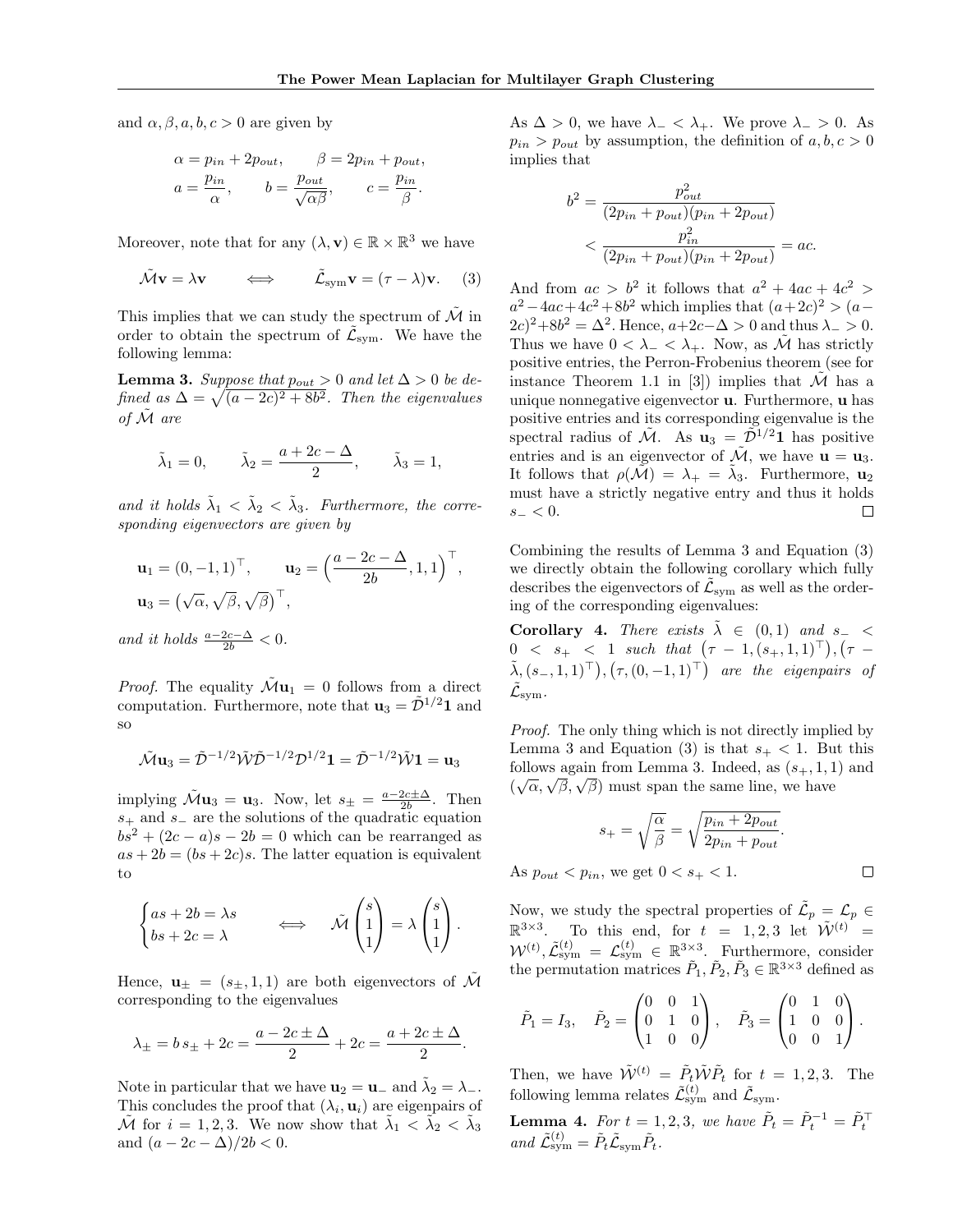and $\alpha, \beta, a, b, c > 0$ are given by

$$\alpha = p_{in} + 2p_{out}, \qquad \beta = 2p_{in} + p_{out},$$
$$a = \frac{p_{in}}{\alpha}, \qquad b = \frac{p_{out}}{\sqrt{\alpha\beta}}, \qquad c = \frac{p_{in}}{\beta}.$$

Moreover, note that for any $(\lambda, \mathbf{v}) \in \mathbb{R} \times \mathbb{R}^3$ we have

$$\tilde{\mathcal{M}}\mathbf{v} = \lambda\mathbf{v} \qquad \Longleftrightarrow \qquad \tilde{\mathcal{L}}_{\text{sym}}\mathbf{v} = (\tau - \lambda)\mathbf{v}. \tag{3}$$

This implies that we can study the spectrum of $\tilde{\mathcal{M}}$ in order to obtain the spectrum of $\tilde{\mathcal{L}}_{\text{sym}}$. We have the following lemma:

**Lemma 3.** *Suppose that $p_{out} > 0$ and let $\Delta > 0$ be defined as $\Delta = \sqrt{(a-2c)^2 + 8b^2}$. Then the eigenvalues of $\tilde{\mathcal{M}}$ are*

$$\tilde{\lambda}_1 = 0, \qquad \tilde{\lambda}_2 = \frac{a + 2c - \Delta}{2}, \qquad \tilde{\lambda}_3 = 1,$$

*and it holds $\tilde{\lambda}_1 < \tilde{\lambda}_2 < \tilde{\lambda}_3$. Furthermore, the corresponding eigenvectors are given by*

$$\mathbf{u}_1 = (0, -1, 1)^\top, \qquad \mathbf{u}_2 = \Big(\frac{a - 2c - \Delta}{2b}, 1, 1\Big)^\top,$$
$$\mathbf{u}_3 = \big(\sqrt{\alpha}, \sqrt{\beta}, \sqrt{\beta}\big)^\top,$$

*and it holds $\frac{a-2c-\Delta}{2b} < 0$.*

*Proof.* The equality $\tilde{\mathcal{M}}\mathbf{u}_1 = 0$ follows from a direct computation. Furthermore, note that $\mathbf{u}_3 = \tilde{\mathcal{D}}^{1/2}\mathbf{1}$ and so

$$\tilde{\mathcal{M}}\mathbf{u}_3 = \tilde{\mathcal{D}}^{-1/2}\tilde{\mathcal{W}}\tilde{\mathcal{D}}^{-1/2}\mathcal{D}^{1/2}\mathbf{1} = \tilde{\mathcal{D}}^{-1/2}\tilde{\mathcal{W}}\mathbf{1} = \mathbf{u}_3$$

implying $\tilde{\mathcal{M}}\mathbf{u}_3 = \mathbf{u}_3$. Now, let $s_\pm = \frac{a-2c\pm\Delta}{2b}$. Then $s_+$ and $s_-$ are the solutions of the quadratic equation $bs^2 + (2c - a)s - 2b = 0$ which can be rearranged as $as + 2b = (bs + 2c)s$. The latter equation is equivalent to

$$\begin{cases} as + 2b = \lambda s \\ bs + 2c = \lambda \end{cases} \qquad \Longleftrightarrow \qquad \tilde{\mathcal{M}}\begin{pmatrix} s \\ 1 \\ 1 \end{pmatrix} = \lambda \begin{pmatrix} s \\ 1 \\ 1 \end{pmatrix}.$$

Hence, $\mathbf{u}_\pm = (s_\pm, 1, 1)$ are both eigenvectors of $\tilde{\mathcal{M}}$ corresponding to the eigenvalues

$$\lambda_\pm = b\, s_\pm + 2c = \frac{a - 2c \pm \Delta}{2} + 2c = \frac{a + 2c \pm \Delta}{2}.$$

Note in particular that we have $\mathbf{u}_2 = \mathbf{u}_-$ and $\tilde{\lambda}_2 = \lambda_-$. This concludes the proof that $(\lambda_i, \mathbf{u}_i)$ are eigenpairs of $\tilde{\mathcal{M}}$ for $i = 1, 2, 3$. We now show that $\tilde{\lambda}_1 < \tilde{\lambda}_2 < \tilde{\lambda}_3$ and $(a - 2c - \Delta)/2b < 0$.

As $\Delta > 0$, we have $\lambda_- < \lambda_+$. We prove $\lambda_- > 0$. As $p_{in} > p_{out}$ by assumption, the definition of $a, b, c > 0$ implies that

$$b^2 = \frac{p_{out}^2}{(2p_{in} + p_{out})(p_{in} + 2p_{out})} < \frac{p_{in}^2}{(2p_{in} + p_{out})(p_{in} + 2p_{out})} = ac.$$

And from $ac > b^2$ it follows that $a^2 + 4ac + 4c^2 > a^2 - 4ac + 4c^2 + 8b^2$ which implies that $(a+2c)^2 > (a-2c)^2 + 8b^2 = \Delta^2$. Hence, $a + 2c - \Delta > 0$ and thus $\lambda_- > 0$. Thus we have $0 < \lambda_- < \lambda_+$. Now, as $\tilde{\mathcal{M}}$ has strictly positive entries, the Perron-Frobenius theorem (see for instance Theorem 1.1 in [3]) implies that $\tilde{\mathcal{M}}$ has a unique nonnegative eigenvector $\mathbf{u}$. Furthermore, $\mathbf{u}$ has positive entries and its corresponding eigenvalue is the spectral radius of $\tilde{\mathcal{M}}$. As $\mathbf{u}_3 = \tilde{\mathcal{D}}^{1/2}\mathbf{1}$ has positive entries and is an eigenvector of $\tilde{\mathcal{M}}$, we have $\mathbf{u} = \mathbf{u}_3$. It follows that $\rho(\tilde{\mathcal{M}}) = \lambda_+ = \tilde{\lambda}_3$. Furthermore, $\mathbf{u}_2$ must have a strictly negative entry and thus it holds $s_- < 0$. $\square$

Combining the results of Lemma 3 and Equation (3) we directly obtain the following corollary which fully describes the eigenvectors of $\tilde{\mathcal{L}}_{\text{sym}}$ as well as the ordering of the corresponding eigenvalues:

**Corollary 4.** *There exists $\tilde{\lambda} \in (0, 1)$ and $s_- < 0 < s_+ < 1$ such that $\big(\tau - 1, (s_+, 1, 1)^\top\big), \big(\tau - \tilde{\lambda}, (s_-, 1, 1)^\top\big), \big(\tau, (0, -1, 1)^\top\big)$ are the eigenpairs of $\tilde{\mathcal{L}}_{\text{sym}}$.*

*Proof.* The only thing which is not directly implied by Lemma 3 and Equation (3) is that $s_+ < 1$. But this follows again from Lemma 3. Indeed, as $(s_+, 1, 1)$ and $(\sqrt{\alpha}, \sqrt{\beta}, \sqrt{\beta})$ must span the same line, we have

$$s_+ = \sqrt{\frac{\alpha}{\beta}} = \sqrt{\frac{p_{in} + 2p_{out}}{2p_{in} + p_{out}}}.$$

As $p_{out} < p_{in}$, we get $0 < s_+ < 1$. $\square$

Now, we study the spectral properties of $\tilde{\mathcal{L}}_p = \mathcal{L}_p \in \mathbb{R}^{3\times 3}$. To this end, for $t = 1, 2, 3$ let $\tilde{\mathcal{W}}^{(t)} = \mathcal{W}^{(t)}, \tilde{\mathcal{L}}^{(t)}_{\text{sym}} = \mathcal{L}^{(t)}_{\text{sym}} \in \mathbb{R}^{3\times 3}$. Furthermore, consider the permutation matrices $\tilde{P}_1, \tilde{P}_2, \tilde{P}_3 \in \mathbb{R}^{3\times 3}$ defined as

$$\tilde{P}_1 = I_3, \quad \tilde{P}_2 = \begin{pmatrix} 0 & 0 & 1 \\ 0 & 1 & 0 \\ 1 & 0 & 0 \end{pmatrix}, \quad \tilde{P}_3 = \begin{pmatrix} 0 & 1 & 0 \\ 1 & 0 & 0 \\ 0 & 0 & 1 \end{pmatrix}.$$

Then, we have $\tilde{\mathcal{W}}^{(t)} = \tilde{P}_t\tilde{\mathcal{W}}\tilde{P}_t$ for $t = 1, 2, 3$. The following lemma relates $\tilde{\mathcal{L}}^{(t)}_{\text{sym}}$ and $\tilde{\mathcal{L}}_{\text{sym}}$.

**Lemma 4.** *For $t = 1, 2, 3$, we have $\tilde{P}_t = \tilde{P}_t^{-1} = \tilde{P}_t^\top$ and $\tilde{\mathcal{L}}^{(t)}_{\text{sym}} = \tilde{P}_t\tilde{\mathcal{L}}_{\text{sym}}\tilde{P}_t$.*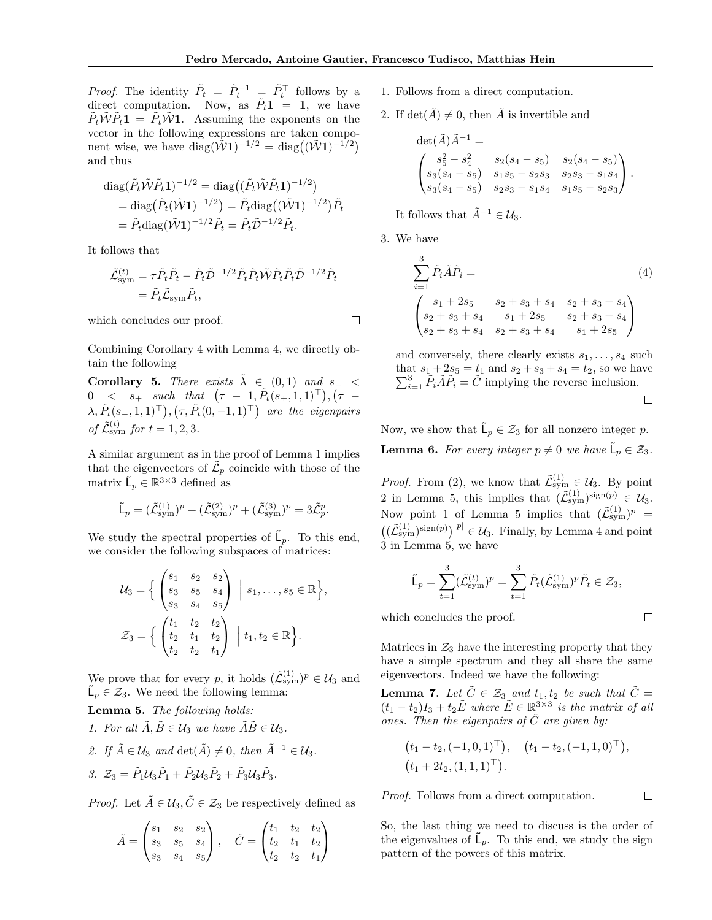*Proof.* The identity $\tilde{P}_t = \tilde{P}_t^{-1} = \tilde{P}_t^\top$ follows by a direct computation. Now, as $\tilde{P}_t\mathbf{1} = \mathbf{1}$, we have $\tilde{P}_t\tilde{\mathcal{W}}\tilde{P}_t\mathbf{1} = \tilde{P}_t\tilde{\mathcal{W}}\mathbf{1}$. Assuming the exponents on the vector in the following expressions are taken component wise, we have $\mathrm{diag}(\tilde{\mathcal{W}}\mathbf{1})^{-1/2} = \mathrm{diag}\big((\tilde{\mathcal{W}}\mathbf{1})^{-1/2}\big)$ and thus

$$
\begin{aligned}
\mathrm{diag}(\tilde{P}_t\tilde{\mathcal{W}}\tilde{P}_t\mathbf{1})^{-1/2} &= \mathrm{diag}\big((\tilde{P}_t\tilde{\mathcal{W}}\tilde{P}_t\mathbf{1})^{-1/2}\big)\\
&= \mathrm{diag}\big(\tilde{P}_t(\tilde{\mathcal{W}}\mathbf{1})^{-1/2}\big) = \tilde{P}_t\mathrm{diag}\big((\tilde{\mathcal{W}}\mathbf{1})^{-1/2}\big)\tilde{P}_t\\
&= \tilde{P}_t\mathrm{diag}(\tilde{\mathcal{W}}\mathbf{1})^{-1/2}\tilde{P}_t = \tilde{P}_t\tilde{\mathcal{D}}^{-1/2}\tilde{P}_t.
\end{aligned}
$$

It follows that

$$
\begin{aligned}
\tilde{\mathcal{L}}_{\mathrm{sym}}^{(t)} &= \tau\tilde{P}_t\tilde{P}_t - \tilde{P}_t\tilde{\mathcal{D}}^{-1/2}\tilde{P}_t\tilde{P}_t\tilde{\mathcal{W}}\tilde{P}_t\tilde{P}_t\tilde{\mathcal{D}}^{-1/2}\tilde{P}_t\\
&= \tilde{P}_t\tilde{\mathcal{L}}_{\mathrm{sym}}\tilde{P}_t,
\end{aligned}
$$

which concludes our proof. □

Combining Corollary 4 with Lemma 4, we directly obtain the following

**Corollary 5.** *There exists $\tilde{\lambda} \in (0,1)$ and $s_- < 0 < s_+$ such that $\big(\tau - 1, \tilde{P}_t(s_+,1,1)^\top\big), \big(\tau - \lambda, \tilde{P}_t(s_-,1,1)^\top\big), \big(\tau, \tilde{P}_t(0,-1,1)^\top\big)$ are the eigenpairs of $\tilde{\mathcal{L}}_{\mathrm{sym}}^{(t)}$ for $t = 1,2,3$.*

A similar argument as in the proof of Lemma 1 implies that the eigenvectors of $\tilde{\mathcal{L}}_p$ coincide with those of the matrix $\tilde{\mathsf{L}}_p \in \mathbb{R}^{3\times 3}$ defined as

$$
\tilde{\mathsf{L}}_p = (\tilde{\mathcal{L}}_{\mathrm{sym}}^{(1)})^p + (\tilde{\mathcal{L}}_{\mathrm{sym}}^{(2)})^p + (\tilde{\mathcal{L}}_{\mathrm{sym}}^{(3)})^p = 3\tilde{\mathcal{L}}_p^p.
$$

We study the spectral properties of $\tilde{\mathsf{L}}_p$. To this end, we consider the following subspaces of matrices:

$$
\mathcal{U}_3 = \Big\{ \begin{pmatrix} s_1 & s_2 & s_2\\ s_3 & s_5 & s_4\\ s_3 & s_4 & s_5 \end{pmatrix} \;\Big|\; s_1,\ldots,s_5 \in \mathbb{R}\Big\},
$$

$$
\mathcal{Z}_3 = \Big\{ \begin{pmatrix} t_1 & t_2 & t_2\\ t_2 & t_1 & t_2\\ t_2 & t_2 & t_1 \end{pmatrix} \;\Big|\; t_1,t_2 \in \mathbb{R}\Big\}.
$$

We prove that for every $p$, it holds $(\tilde{\mathcal{L}}_{\mathrm{sym}}^{(1)})^p \in \mathcal{U}_3$ and $\tilde{\mathsf{L}}_p \in \mathcal{Z}_3$. We need the following lemma:

**Lemma 5.** *The following holds:*

1. *For all $\tilde{A},\tilde{B} \in \mathcal{U}_3$ we have $\tilde{A}\tilde{B} \in \mathcal{U}_3$.*
2. *If $\tilde{A} \in \mathcal{U}_3$ and $\det(\tilde{A}) \neq 0$, then $\tilde{A}^{-1} \in \mathcal{U}_3$.*
3. *$\mathcal{Z}_3 = \tilde{P}_1\mathcal{U}_3\tilde{P}_1 + \tilde{P}_2\mathcal{U}_3\tilde{P}_2 + \tilde{P}_3\mathcal{U}_3\tilde{P}_3$.*

*Proof.* Let $\tilde{A} \in \mathcal{U}_3, \tilde{C} \in \mathcal{Z}_3$ be respectively defined as

$$
\tilde{A} = \begin{pmatrix} s_1 & s_2 & s_2\\ s_3 & s_5 & s_4\\ s_3 & s_4 & s_5 \end{pmatrix}, \quad \tilde{C} = \begin{pmatrix} t_1 & t_2 & t_2\\ t_2 & t_1 & t_2\\ t_2 & t_2 & t_1 \end{pmatrix}
$$

1. Follows from a direct computation.
2. If $\det(\tilde{A}) \neq 0$, then $\tilde{A}$ is invertible and

$$
\det(\tilde{A})\tilde{A}^{-1} = \begin{pmatrix} s_5^2 - s_4^2 & s_2(s_4 - s_5) & s_2(s_4 - s_5)\\ s_3(s_4 - s_5) & s_1s_5 - s_2s_3 & s_2s_3 - s_1s_4\\ s_3(s_4 - s_5) & s_2s_3 - s_1s_4 & s_1s_5 - s_2s_3 \end{pmatrix}.
$$

   It follows that $\tilde{A}^{-1} \in \mathcal{U}_3$.

3. We have

$$
\sum_{i=1}^{3}\tilde{P}_i\tilde{A}\tilde{P}_i = \begin{pmatrix} s_1 + 2s_5 & s_2 + s_3 + s_4 & s_2 + s_3 + s_4\\ s_2 + s_3 + s_4 & s_1 + 2s_5 & s_2 + s_3 + s_4\\ s_2 + s_3 + s_4 & s_2 + s_3 + s_4 & s_1 + 2s_5 \end{pmatrix} \tag{4}
$$

   and conversely, there clearly exists $s_1,\ldots,s_4$ such that $s_1 + 2s_5 = t_1$ and $s_2 + s_3 + s_4 = t_2$, so we have $\sum_{i=1}^{3}\tilde{P}_i\tilde{A}\tilde{P}_i = \tilde{C}$ implying the reverse inclusion. □

Now, we show that $\tilde{\mathsf{L}}_p \in \mathcal{Z}_3$ for all nonzero integer $p$.

**Lemma 6.** *For every integer $p \neq 0$ we have $\tilde{\mathsf{L}}_p \in \mathcal{Z}_3$.*

*Proof.* From (2), we know that $\tilde{\mathcal{L}}_{\mathrm{sym}}^{(1)} \in \mathcal{U}_3$. By point 2 in Lemma 5, this implies that $(\tilde{\mathcal{L}}_{\mathrm{sym}}^{(1)})^{\mathrm{sign}(p)} \in \mathcal{U}_3$. Now point 1 of Lemma 5 implies that $(\tilde{\mathcal{L}}_{\mathrm{sym}}^{(1)})^p = \big((\tilde{\mathcal{L}}_{\mathrm{sym}}^{(1)})^{\mathrm{sign}(p)}\big)^{|p|} \in \mathcal{U}_3$. Finally, by Lemma 4 and point 3 in Lemma 5, we have

$$
\tilde{\mathsf{L}}_p = \sum_{t=1}^{3}(\tilde{\mathcal{L}}_{\mathrm{sym}}^{(t)})^p = \sum_{t=1}^{3}\tilde{P}_t(\tilde{\mathcal{L}}_{\mathrm{sym}}^{(1)})^p\tilde{P}_t \in \mathcal{Z}_3,
$$

which concludes the proof. □

Matrices in $\mathcal{Z}_3$ have the interesting property that they have a simple spectrum and they all share the same eigenvectors. Indeed we have the following:

**Lemma 7.** *Let $\tilde{C} \in \mathcal{Z}_3$ and $t_1,t_2$ be such that $\tilde{C} = (t_1 - t_2)I_3 + t_2\tilde{E}$ where $\tilde{E} \in \mathbb{R}^{3\times 3}$ is the matrix of all ones. Then the eigenpairs of $\tilde{C}$ are given by:*

$$
\big(t_1 - t_2, (-1,0,1)^\top\big), \quad \big(t_1 - t_2, (-1,1,0)^\top\big),
$$
$$
\big(t_1 + 2t_2, (1,1,1)^\top\big).
$$

*Proof.* Follows from a direct computation. □

So, the last thing we need to discuss is the order of the eigenvalues of $\tilde{\mathsf{L}}_p$. To this end, we study the sign pattern of the powers of this matrix.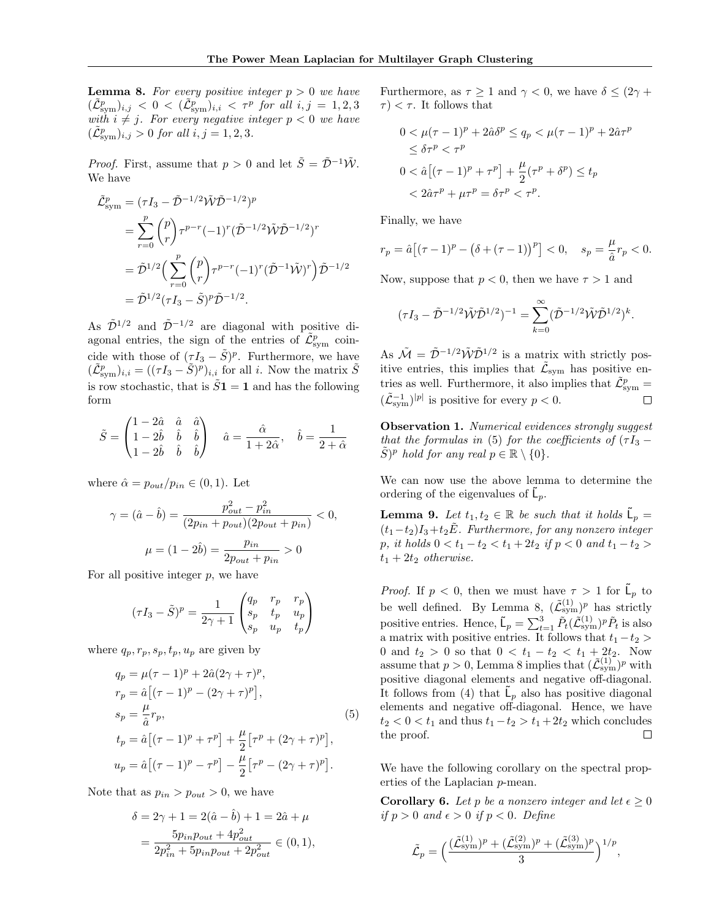**Lemma 8.** *For every positive integer $p > 0$ we have $(\tilde{\mathcal{L}}^p_{\text{sym}})_{i,j} < 0 < (\tilde{\mathcal{L}}^p_{\text{sym}})_{i,i} < \tau^p$ for all $i, j = 1, 2, 3$ with $i \neq j$. For every negative integer $p < 0$ we have $(\tilde{\mathcal{L}}^p_{\text{sym}})_{i,j} > 0$ for all $i, j = 1, 2, 3$.*

*Proof.* First, assume that $p > 0$ and let $\tilde{S} = \tilde{\mathcal{D}}^{-1}\tilde{\mathcal{W}}$. We have

$$
\begin{aligned}
\tilde{\mathcal{L}}^p_{\text{sym}} &= (\tau I_3 - \tilde{\mathcal{D}}^{-1/2}\tilde{\mathcal{W}}\tilde{\mathcal{D}}^{-1/2})^p \\
&= \sum_{r=0}^{p} \binom{p}{r} \tau^{p-r}(-1)^r (\tilde{\mathcal{D}}^{-1/2}\tilde{\mathcal{W}}\tilde{\mathcal{D}}^{-1/2})^r \\
&= \tilde{\mathcal{D}}^{1/2}\Big(\sum_{r=0}^{p} \binom{p}{r} \tau^{p-r}(-1)^r (\tilde{\mathcal{D}}^{-1}\tilde{\mathcal{W}})^r\Big)\tilde{\mathcal{D}}^{-1/2} \\
&= \tilde{\mathcal{D}}^{1/2}(\tau I_3 - \tilde{S})^p \tilde{\mathcal{D}}^{-1/2}.
\end{aligned}
$$

As $\tilde{\mathcal{D}}^{1/2}$ and $\tilde{\mathcal{D}}^{-1/2}$ are diagonal with positive diagonal entries, the sign of the entries of $\tilde{\mathcal{L}}^p_{\text{sym}}$ coincide with those of $(\tau I_3 - \tilde{S})^p$. Furthermore, we have $(\tilde{\mathcal{L}}^p_{\text{sym}})_{i,i} = ((\tau I_3 - \tilde{S})^p)_{i,i}$ for all $i$. Now the matrix $\tilde{S}$ is row stochastic, that is $\tilde{S}\mathbf{1} = \mathbf{1}$ and has the following form

$$
\tilde{S} = \begin{pmatrix} 1 - 2\hat{a} & \hat{a} & \hat{a} \\ 1 - 2\hat{b} & \hat{b} & \hat{b} \\ 1 - 2\hat{b} & \hat{b} & \hat{b} \end{pmatrix} \quad \hat{a} = \frac{\hat{\alpha}}{1 + 2\hat{\alpha}}, \quad \hat{b} = \frac{1}{2 + \hat{\alpha}}
$$

where $\hat{\alpha} = p_{out}/p_{in} \in (0, 1)$. Let

$$
\gamma = (\hat{a} - \hat{b}) = \frac{p_{out}^2 - p_{in}^2}{(2p_{in} + p_{out})(2p_{out} + p_{in})} < 0,
$$

$$
\mu = (1 - 2\hat{b}) = \frac{p_{in}}{2p_{out} + p_{in}} > 0
$$

For all positive integer $p$, we have

$$
(\tau I_3 - \tilde{S})^p = \frac{1}{2\gamma + 1} \begin{pmatrix} q_p & r_p & r_p \\ s_p & t_p & u_p \\ s_p & u_p & t_p \end{pmatrix}
$$

where $q_p, r_p, s_p, t_p, u_p$ are given by

$$
\begin{aligned}
q_p &= \mu(\tau - 1)^p + 2\hat{a}(2\gamma + \tau)^p, \\
r_p &= \hat{a}\big[(\tau - 1)^p - (2\gamma + \tau)^p\big], \\
s_p &= \frac{\mu}{\hat{a}} r_p, \\
t_p &= \hat{a}\big[(\tau - 1)^p + \tau^p\big] + \frac{\mu}{2}\big[\tau^p + (2\gamma + \tau)^p\big], \\
u_p &= \hat{a}\big[(\tau - 1)^p - \tau^p\big] - \frac{\mu}{2}\big[\tau^p - (2\gamma + \tau)^p\big].
\end{aligned} \tag{5}
$$

Note that as $p_{in} > p_{out} > 0$, we have

$$
\begin{aligned}
\delta = 2\gamma + 1 &= 2(\hat{a} - \hat{b}) + 1 = 2\hat{a} + \mu \\
&= \frac{5p_{in}p_{out} + 4p_{out}^2}{2p_{in}^2 + 5p_{in}p_{out} + 2p_{out}^2} \in (0, 1),
\end{aligned}
$$

Furthermore, as $\tau \geq 1$ and $\gamma < 0$, we have $\delta \leq (2\gamma + \tau) < \tau$. It follows that

$$
\begin{aligned}
0 &< \mu(\tau - 1)^p + 2\hat{a}\delta^p \leq q_p < \mu(\tau - 1)^p + 2\hat{a}\tau^p \\
&\leq \delta\tau^p < \tau^p \\
0 &< \hat{a}\big[(\tau - 1)^p + \tau^p\big] + \frac{\mu}{2}(\tau^p + \delta^p) \leq t_p \\
&< 2\hat{a}\tau^p + \mu\tau^p = \delta\tau^p < \tau^p.
\end{aligned}
$$

Finally, we have

$$
r_p = \hat{a}\big[(\tau - 1)^p - \big(\delta + (\tau - 1)\big)^p\big] < 0, \quad s_p = \frac{\mu}{\hat{a}} r_p < 0.
$$

Now, suppose that $p < 0$, then we have $\tau > 1$ and

$$
(\tau I_3 - \tilde{\mathcal{D}}^{-1/2}\tilde{\mathcal{W}}\tilde{\mathcal{D}}^{1/2})^{-1} = \sum_{k=0}^{\infty} (\tilde{\mathcal{D}}^{-1/2}\tilde{\mathcal{W}}\tilde{\mathcal{D}}^{1/2})^k.
$$

As $\tilde{\mathcal{M}} = \tilde{\mathcal{D}}^{-1/2}\tilde{\mathcal{W}}\tilde{\mathcal{D}}^{1/2}$ is a matrix with strictly positive entries, this implies that $\tilde{\mathcal{L}}_{\text{sym}}$ has positive entries as well. Furthermore, it also implies that $\tilde{\mathcal{L}}^p_{\text{sym}} = (\tilde{\mathcal{L}}^{-1}_{\text{sym}})^{|p|}$ is positive for every $p < 0$. $\square$

**Observation 1.** *Numerical evidences strongly suggest that the formulas in (5) for the coefficients of $(\tau I_3 - \tilde{S})^p$ hold for any real $p \in \mathbb{R} \setminus \{0\}$.*

We can now use the above lemma to determine the ordering of the eigenvalues of $\tilde{\mathsf{L}}_p$.

**Lemma 9.** *Let $t_1, t_2 \in \mathbb{R}$ be such that it holds $\tilde{\mathsf{L}}_p = (t_1 - t_2)I_3 + t_2\tilde{E}$. Furthermore, for any nonzero integer $p$, it holds $0 < t_1 - t_2 < t_1 + 2t_2$ if $p < 0$ and $t_1 - t_2 > t_1 + 2t_2$ otherwise.*

*Proof.* If $p < 0$, then we must have $\tau > 1$ for $\tilde{\mathsf{L}}_p$ to be well defined. By Lemma 8, $(\tilde{\mathcal{L}}^{(1)}_{\text{sym}})^p$ has strictly positive entries. Hence, $\tilde{\mathsf{L}}_p = \sum_{t=1}^{3} \tilde{P}_t(\tilde{\mathcal{L}}^{(1)}_{\text{sym}})^p\tilde{P}_t$ is also a matrix with positive entries. It follows that $t_1 - t_2 > 0$ and $t_2 > 0$ so that $0 < t_1 - t_2 < t_1 + 2t_2$. Now assume that $p > 0$, Lemma 8 implies that $(\tilde{\mathcal{L}}^{(1)}_{\text{sym}})^p$ with positive diagonal elements and negative off-diagonal. It follows from (4) that $\tilde{\mathsf{L}}_p$ also has positive diagonal elements and negative off-diagonal. Hence, we have $t_2 < 0 < t_1$ and thus $t_1 - t_2 > t_1 + 2t_2$ which concludes the proof. $\square$

We have the following corollary on the spectral properties of the Laplacian $p$-mean.

**Corollary 6.** *Let $p$ be a nonzero integer and let $\epsilon \geq 0$ if $p > 0$ and $\epsilon > 0$ if $p < 0$. Define*

$$
\tilde{\mathcal{L}}_p = \Big(\frac{(\tilde{\mathcal{L}}^{(1)}_{\text{sym}})^p + (\tilde{\mathcal{L}}^{(2)}_{\text{sym}})^p + (\tilde{\mathcal{L}}^{(3)}_{\text{sym}})^p}{3}\Big)^{1/p},
$$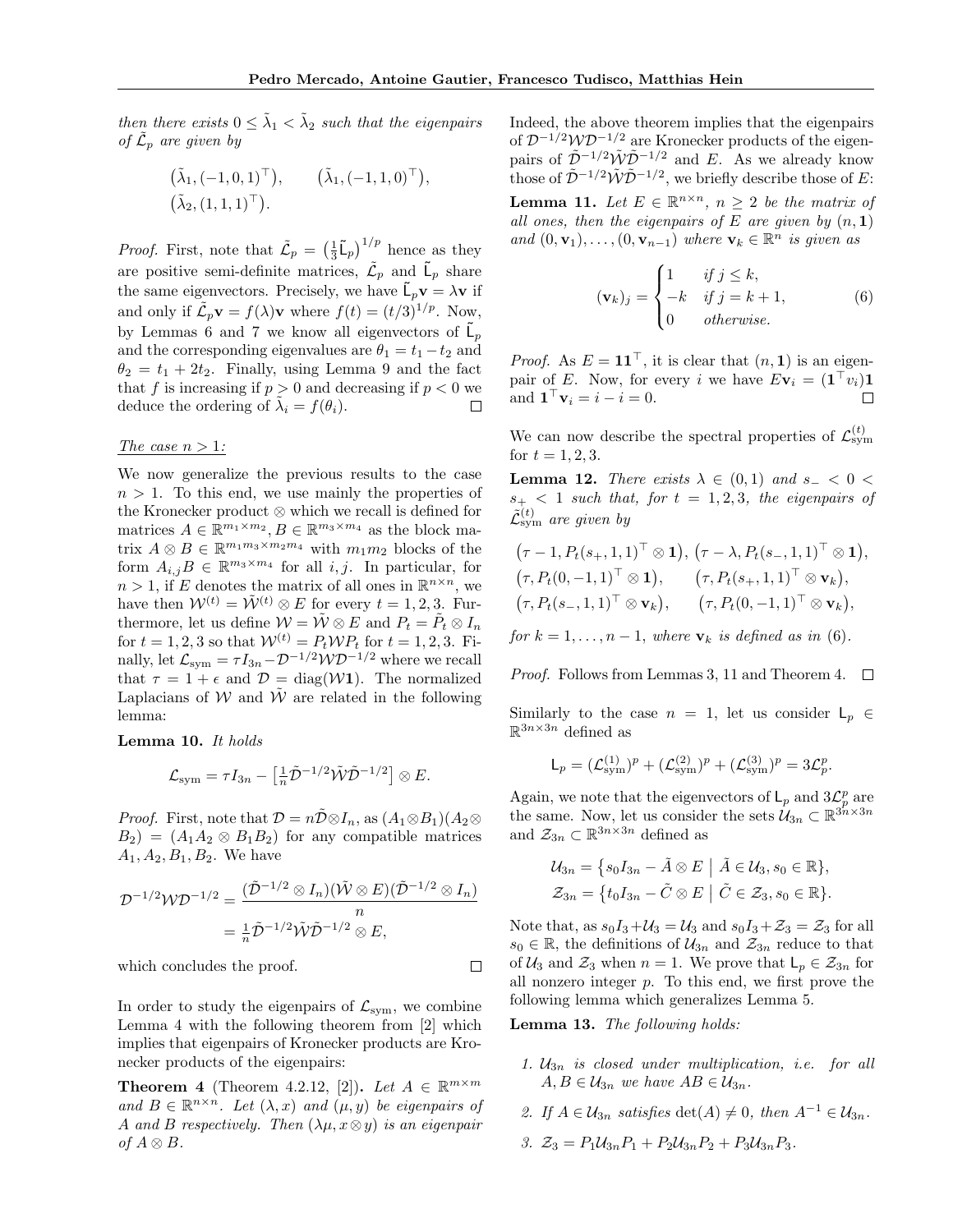*then there exists $0 \leq \tilde{\lambda}_1 < \tilde{\lambda}_2$ such that the eigenpairs of $\tilde{\mathcal{L}}_p$ are given by*

$$\big(\tilde{\lambda}_1, (-1,0,1)^\top\big), \qquad \big(\tilde{\lambda}_1, (-1,1,0)^\top\big),$$
$$\big(\tilde{\lambda}_2, (1,1,1)^\top\big).$$

*Proof.* First, note that $\tilde{\mathcal{L}}_p = \big(\frac{1}{3}\tilde{\mathsf{L}}_p\big)^{1/p}$ hence as they are positive semi-definite matrices, $\tilde{\mathcal{L}}_p$ and $\tilde{\mathsf{L}}_p$ share the same eigenvectors. Precisely, we have $\tilde{\mathsf{L}}_p\mathbf{v} = \lambda\mathbf{v}$ if and only if $\tilde{\mathcal{L}}_p\mathbf{v} = f(\lambda)\mathbf{v}$ where $f(t) = (t/3)^{1/p}$. Now, by Lemmas 6 and 7 we know all eigenvectors of $\tilde{\mathsf{L}}_p$ and the corresponding eigenvalues are $\theta_1 = t_1 - t_2$ and $\theta_2 = t_1 + 2t_2$. Finally, using Lemma 9 and the fact that $f$ is increasing if $p > 0$ and decreasing if $p < 0$ we deduce the ordering of $\tilde{\lambda}_i = f(\theta_i)$. □

The case $n > 1$:

We now generalize the previous results to the case $n > 1$. To this end, we use mainly the properties of the Kronecker product $\otimes$ which we recall is defined for matrices $A \in \mathbb{R}^{m_1\times m_2}, B \in \mathbb{R}^{m_3\times m_4}$ as the block matrix $A \otimes B \in \mathbb{R}^{m_1 m_3\times m_2 m_4}$ with $m_1 m_2$ blocks of the form $A_{i,j}B \in \mathbb{R}^{m_3\times m_4}$ for all $i,j$. In particular, for $n > 1$, if $E$ denotes the matrix of all ones in $\mathbb{R}^{n\times n}$, we have then $\mathcal{W}^{(t)} = \tilde{\mathcal{W}}^{(t)} \otimes E$ for every $t = 1,2,3$. Furthermore, let us define $\mathcal{W} = \tilde{\mathcal{W}} \otimes E$ and $P_t = \tilde{P}_t \otimes I_n$ for $t = 1,2,3$ so that $\mathcal{W}^{(t)} = P_t\mathcal{W}P_t$ for $t = 1,2,3$. Finally, let $\mathcal{L}_{\mathrm{sym}} = \tau I_{3n} - \mathcal{D}^{-1/2}\mathcal{W}\mathcal{D}^{-1/2}$ where we recall that $\tau = 1+\epsilon$ and $\mathcal{D} = \mathrm{diag}(\mathcal{W}\mathbf{1})$. The normalized Laplacians of $\mathcal{W}$ and $\tilde{\mathcal{W}}$ are related in the following lemma:

**Lemma 10.** *It holds*

$$\mathcal{L}_{\mathrm{sym}} = \tau I_{3n} - \big[\tfrac{1}{n}\tilde{\mathcal{D}}^{-1/2}\tilde{\mathcal{W}}\tilde{\mathcal{D}}^{-1/2}\big] \otimes E.$$

*Proof.* First, note that $\mathcal{D} = n\tilde{\mathcal{D}}\otimes I_n$, as $(A_1\otimes B_1)(A_2\otimes B_2) = (A_1A_2 \otimes B_1B_2)$ for any compatible matrices $A_1, A_2, B_1, B_2$. We have

$$\mathcal{D}^{-1/2}\mathcal{W}\mathcal{D}^{-1/2} = \frac{(\tilde{\mathcal{D}}^{-1/2}\otimes I_n)(\tilde{\mathcal{W}}\otimes E)(\tilde{\mathcal{D}}^{-1/2}\otimes I_n)}{n}$$
$$= \tfrac{1}{n}\tilde{\mathcal{D}}^{-1/2}\tilde{\mathcal{W}}\tilde{\mathcal{D}}^{-1/2}\otimes E,$$

which concludes the proof. □

In order to study the eigenpairs of $\mathcal{L}_{\mathrm{sym}}$, we combine Lemma 4 with the following theorem from [2] which implies that eigenpairs of Kronecker products are Kronecker products of the eigenpairs:

**Theorem 4** (Theorem 4.2.12, [2])**.** *Let $A \in \mathbb{R}^{m\times m}$ and $B \in \mathbb{R}^{n\times n}$. Let $(\lambda, x)$ and $(\mu, y)$ be eigenpairs of $A$ and $B$ respectively. Then $(\lambda\mu, x\otimes y)$ is an eigenpair of $A \otimes B$.*

Indeed, the above theorem implies that the eigenpairs of $\mathcal{D}^{-1/2}\mathcal{W}\mathcal{D}^{-1/2}$ are Kronecker products of the eigenpairs of $\tilde{\mathcal{D}}^{-1/2}\tilde{\mathcal{W}}\tilde{\mathcal{D}}^{-1/2}$ and $E$. As we already know those of $\tilde{\mathcal{D}}^{-1/2}\tilde{\mathcal{W}}\tilde{\mathcal{D}}^{-1/2}$, we briefly describe those of $E$:

**Lemma 11.** *Let $E \in \mathbb{R}^{n\times n}$, $n \geq 2$ be the matrix of all ones, then the eigenpairs of $E$ are given by $(n, \mathbf{1})$ and $(0, \mathbf{v}_1), \ldots, (0, \mathbf{v}_{n-1})$ where $\mathbf{v}_k \in \mathbb{R}^n$ is given as*

$$(\mathbf{v}_k)_j = \begin{cases} 1 & \text{if } j \leq k, \\ -k & \text{if } j = k+1, \\ 0 & \text{otherwise.} \end{cases} \tag{6}$$

*Proof.* As $E = \mathbf{1}\mathbf{1}^\top$, it is clear that $(n, \mathbf{1})$ is an eigenpair of $E$. Now, for every $i$ we have $E\mathbf{v}_i = (\mathbf{1}^\top v_i)\mathbf{1}$ and $\mathbf{1}^\top\mathbf{v}_i = i - i = 0$. □

We can now describe the spectral properties of $\mathcal{L}_{\mathrm{sym}}^{(t)}$ for $t = 1,2,3$.

**Lemma 12.** *There exists $\lambda \in (0,1)$ and $s_- < 0 < s_+ < 1$ such that, for $t = 1,2,3$, the eigenpairs of $\tilde{\mathcal{L}}_{\mathrm{sym}}^{(t)}$ are given by*

$$\big(\tau-1, P_t(s_+,1,1)^\top\otimes\mathbf{1}\big),\ \big(\tau-\lambda, P_t(s_-,1,1)^\top\otimes\mathbf{1}\big),$$
$$\big(\tau, P_t(0,-1,1)^\top\otimes\mathbf{1}\big), \qquad \big(\tau, P_t(s_+,1,1)^\top\otimes\mathbf{v}_k\big),$$
$$\big(\tau, P_t(s_-,1,1)^\top\otimes\mathbf{v}_k\big), \qquad \big(\tau, P_t(0,-1,1)^\top\otimes\mathbf{v}_k\big),$$

*for $k = 1,\ldots,n-1$, where $\mathbf{v}_k$ is defined as in (6).*

*Proof.* Follows from Lemmas 3, 11 and Theorem 4. □

Similarly to the case $n = 1$, let us consider $\mathsf{L}_p \in \mathbb{R}^{3n\times 3n}$ defined as

$$\mathsf{L}_p = (\mathcal{L}_{\mathrm{sym}}^{(1)})^p + (\mathcal{L}_{\mathrm{sym}}^{(2)})^p + (\mathcal{L}_{\mathrm{sym}}^{(3)})^p = 3\mathcal{L}_p^p.$$

Again, we note that the eigenvectors of $\mathsf{L}_p$ and $3\mathcal{L}_p^p$ are the same. Now, let us consider the sets $\mathcal{U}_{3n} \subset \mathbb{R}^{3n\times 3n}$ and $\mathcal{Z}_{3n} \subset \mathbb{R}^{3n\times 3n}$ defined as

$$\mathcal{U}_{3n} = \big\{s_0 I_{3n} - \tilde{A}\otimes E \ \big|\ \tilde{A}\in\mathcal{U}_3, s_0\in\mathbb{R}\big\},$$
$$\mathcal{Z}_{3n} = \big\{t_0 I_{3n} - \tilde{C}\otimes E \ \big|\ \tilde{C}\in\mathcal{Z}_3, s_0\in\mathbb{R}\big\}.$$

Note that, as $s_0 I_3 + \mathcal{U}_3 = \mathcal{U}_3$ and $s_0 I_3 + \mathcal{Z}_3 = \mathcal{Z}_3$ for all $s_0 \in \mathbb{R}$, the definitions of $\mathcal{U}_{3n}$ and $\mathcal{Z}_{3n}$ reduce to that of $\mathcal{U}_3$ and $\mathcal{Z}_3$ when $n = 1$. We prove that $\mathsf{L}_p \in \mathcal{Z}_{3n}$ for all nonzero integer $p$. To this end, we first prove the following lemma which generalizes Lemma 5.

**Lemma 13.** *The following holds:*

1. *$\mathcal{U}_{3n}$ is closed under multiplication, i.e. for all $A, B \in \mathcal{U}_{3n}$ we have $AB \in \mathcal{U}_{3n}$.*
2. *If $A \in \mathcal{U}_{3n}$ satisfies $\det(A) \neq 0$, then $A^{-1} \in \mathcal{U}_{3n}$.*
3. *$\mathcal{Z}_3 = P_1\mathcal{U}_{3n}P_1 + P_2\mathcal{U}_{3n}P_2 + P_3\mathcal{U}_{3n}P_3$.*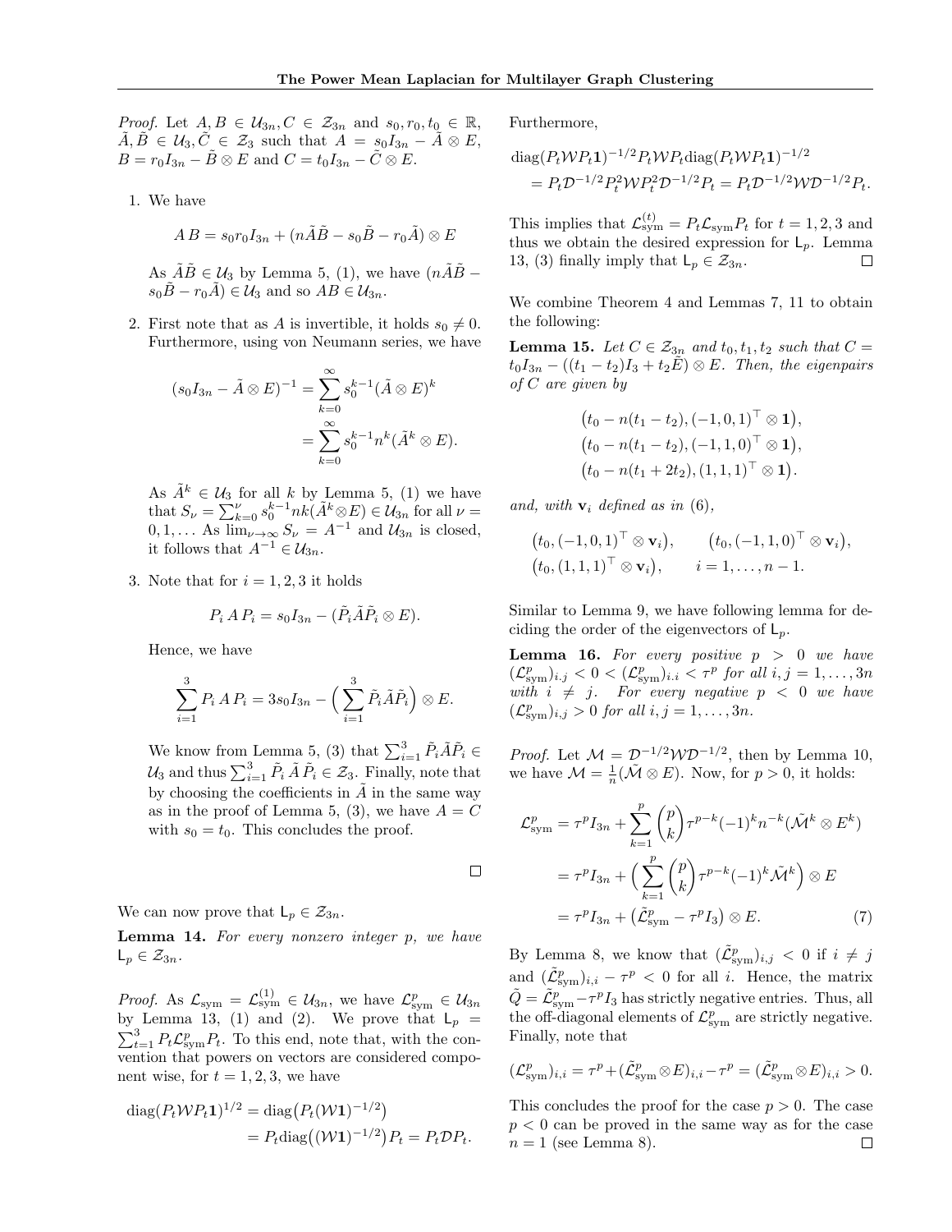*Proof.* Let $A, B \in \mathcal{U}_{3n}, C \in \mathcal{Z}_{3n}$ and $s_0, r_0, t_0 \in \mathbb{R}$, $\tilde{A}, \tilde{B} \in \mathcal{U}_3, \tilde{C} \in \mathcal{Z}_3$ such that $A = s_0 I_{3n} - \tilde{A} \otimes E$, $B = r_0 I_{3n} - \tilde{B} \otimes E$ and $C = t_0 I_{3n} - \tilde{C} \otimes E$.

1. We have

$$A\,B = s_0 r_0 I_{3n} + (n\tilde{A}\tilde{B} - s_0\tilde{B} - r_0\tilde{A}) \otimes E$$

As $\tilde{A}\tilde{B} \in \mathcal{U}_3$ by Lemma 5, (1), we have $(n\tilde{A}\tilde{B} - s_0\tilde{B} - r_0\tilde{A}) \in \mathcal{U}_3$ and so $AB \in \mathcal{U}_{3n}$.

2. First note that as $A$ is invertible, it holds $s_0 \neq 0$. Furthermore, using von Neumann series, we have

$$\begin{aligned}(s_0 I_{3n} - \tilde{A} \otimes E)^{-1} &= \sum_{k=0}^{\infty} s_0^{k-1} (\tilde{A} \otimes E)^k \\ &= \sum_{k=0}^{\infty} s_0^{k-1} n^k (\tilde{A}^k \otimes E).\end{aligned}$$

As $\tilde{A}^k \in \mathcal{U}_3$ for all $k$ by Lemma 5, (1) we have that $S_\nu = \sum_{k=0}^{\nu} s_0^{k-1} nk(\tilde{A}^k \otimes E) \in \mathcal{U}_{3n}$ for all $\nu = 0, 1, \ldots$ As $\lim_{\nu\to\infty} S_\nu = A^{-1}$ and $\mathcal{U}_{3n}$ is closed, it follows that $A^{-1} \in \mathcal{U}_{3n}$.

3. Note that for $i = 1, 2, 3$ it holds

$$P_i\,A\,P_i = s_0 I_{3n} - (\tilde{P}_i \tilde{A} \tilde{P}_i \otimes E).$$

Hence, we have

$$\sum_{i=1}^{3} P_i\,A\,P_i = 3s_0 I_{3n} - \Big(\sum_{i=1}^{3} \tilde{P}_i \tilde{A} \tilde{P}_i\Big) \otimes E.$$

We know from Lemma 5, (3) that $\sum_{i=1}^{3} \tilde{P}_i \tilde{A} \tilde{P}_i \in \mathcal{U}_3$ and thus $\sum_{i=1}^{3} \tilde{P}_i\, \tilde{A}\, \tilde{P}_i \in \mathcal{Z}_3$. Finally, note that by choosing the coefficients in $\tilde{A}$ in the same way as in the proof of Lemma 5, (3), we have $A = C$ with $s_0 = t_0$. This concludes the proof.

□

We can now prove that $\mathsf{L}_p \in \mathcal{Z}_{3n}$.

**Lemma 14.** *For every nonzero integer $p$, we have $\mathsf{L}_p \in \mathcal{Z}_{3n}$.*

*Proof.* As $\mathcal{L}_{\text{sym}} = \mathcal{L}_{\text{sym}}^{(1)} \in \mathcal{U}_{3n}$, we have $\mathcal{L}_{\text{sym}}^p \in \mathcal{U}_{3n}$ by Lemma 13, (1) and (2). We prove that $\mathsf{L}_p = \sum_{t=1}^{3} P_t \mathcal{L}_{\text{sym}}^p P_t$. To this end, note that, with the convention that powers on vectors are considered component wise, for $t = 1, 2, 3$, we have

$$\begin{aligned}\operatorname{diag}(P_t \mathcal{W} P_t \mathbf{1})^{1/2} &= \operatorname{diag}\big(P_t (\mathcal{W}\mathbf{1})^{-1/2}\big) \\ &= P_t \operatorname{diag}\big((\mathcal{W}\mathbf{1})^{-1/2}\big) P_t = P_t \mathcal{D} P_t.\end{aligned}$$

Furthermore,

$$\begin{aligned}&\operatorname{diag}(P_t \mathcal{W} P_t \mathbf{1})^{-1/2} P_t \mathcal{W} P_t \operatorname{diag}(P_t \mathcal{W} P_t \mathbf{1})^{-1/2} \\ &\quad = P_t \mathcal{D}^{-1/2} P_t^2 \mathcal{W} P_t^2 \mathcal{D}^{-1/2} P_t = P_t \mathcal{D}^{-1/2} \mathcal{W} \mathcal{D}^{-1/2} P_t.\end{aligned}$$

This implies that $\mathcal{L}_{\text{sym}}^{(t)} = P_t \mathcal{L}_{\text{sym}} P_t$ for $t = 1, 2, 3$ and thus we obtain the desired expression for $\mathsf{L}_p$. Lemma 13, (3) finally imply that $\mathsf{L}_p \in \mathcal{Z}_{3n}$. □

We combine Theorem 4 and Lemmas 7, 11 to obtain the following:

**Lemma 15.** *Let $C \in \mathcal{Z}_{3n}$ and $t_0, t_1, t_2$ such that $C = t_0 I_{3n} - ((t_1 - t_2) I_3 + t_2 \tilde{E}) \otimes E$. Then, the eigenpairs of $C$ are given by*

$$\big(t_0 - n(t_1 - t_2), (-1, 0, 1)^\top \otimes \mathbf{1}\big),$$
$$\big(t_0 - n(t_1 - t_2), (-1, 1, 0)^\top \otimes \mathbf{1}\big),$$
$$\big(t_0 - n(t_1 + 2t_2), (1, 1, 1)^\top \otimes \mathbf{1}\big).$$

*and, with $\mathbf{v}_i$ defined as in (6),*

$$\big(t_0, (-1, 0, 1)^\top \otimes \mathbf{v}_i\big), \qquad \big(t_0, (-1, 1, 0)^\top \otimes \mathbf{v}_i\big),$$
$$\big(t_0, (1, 1, 1)^\top \otimes \mathbf{v}_i\big), \qquad i = 1, \ldots, n-1.$$

Similar to Lemma 9, we have following lemma for deciding the order of the eigenvectors of $\mathsf{L}_p$.

**Lemma 16.** *For every positive $p > 0$ we have $(\mathcal{L}_{\text{sym}}^p)_{i,j} < 0 < (\mathcal{L}_{\text{sym}}^p)_{i,i} < \tau^p$ for all $i, j = 1, \ldots, 3n$ with $i \neq j$. For every negative $p < 0$ we have $(\mathcal{L}_{\text{sym}}^p)_{i,j} > 0$ for all $i, j = 1, \ldots, 3n$.*

*Proof.* Let $\mathcal{M} = \mathcal{D}^{-1/2} \mathcal{W} \mathcal{D}^{-1/2}$, then by Lemma 10, we have $\mathcal{M} = \frac{1}{n}(\tilde{\mathcal{M}} \otimes E)$. Now, for $p > 0$, it holds:

$$\begin{aligned}\mathcal{L}_{\text{sym}}^p &= \tau^p I_{3n} + \sum_{k=1}^{p} \binom{p}{k} \tau^{p-k} (-1)^k n^{-k} (\tilde{\mathcal{M}}^k \otimes E^k) \\ &= \tau^p I_{3n} + \Big(\sum_{k=1}^{p} \binom{p}{k} \tau^{p-k} (-1)^k \tilde{\mathcal{M}}^k\Big) \otimes E \\ &= \tau^p I_{3n} + \big(\tilde{\mathcal{L}}_{\text{sym}}^p - \tau^p I_3\big) \otimes E. \qquad (7)\end{aligned}$$

By Lemma 8, we know that $(\tilde{\mathcal{L}}_{\text{sym}}^p)_{i,j} < 0$ if $i \neq j$ and $(\tilde{\mathcal{L}}_{\text{sym}}^p)_{i,i} - \tau^p < 0$ for all $i$. Hence, the matrix $\tilde{Q} = \tilde{\mathcal{L}}_{\text{sym}}^p - \tau^p I_3$ has strictly negative entries. Thus, all the off-diagonal elements of $\mathcal{L}_{\text{sym}}^p$ are strictly negative. Finally, note that

$$(\mathcal{L}_{\text{sym}}^p)_{i,i} = \tau^p + (\tilde{\mathcal{L}}_{\text{sym}}^p \otimes E)_{i,i} - \tau^p = (\tilde{\mathcal{L}}_{\text{sym}}^p \otimes E)_{i,i} > 0.$$

This concludes the proof for the case $p > 0$. The case $p < 0$ can be proved in the same way as for the case $n = 1$ (see Lemma 8). □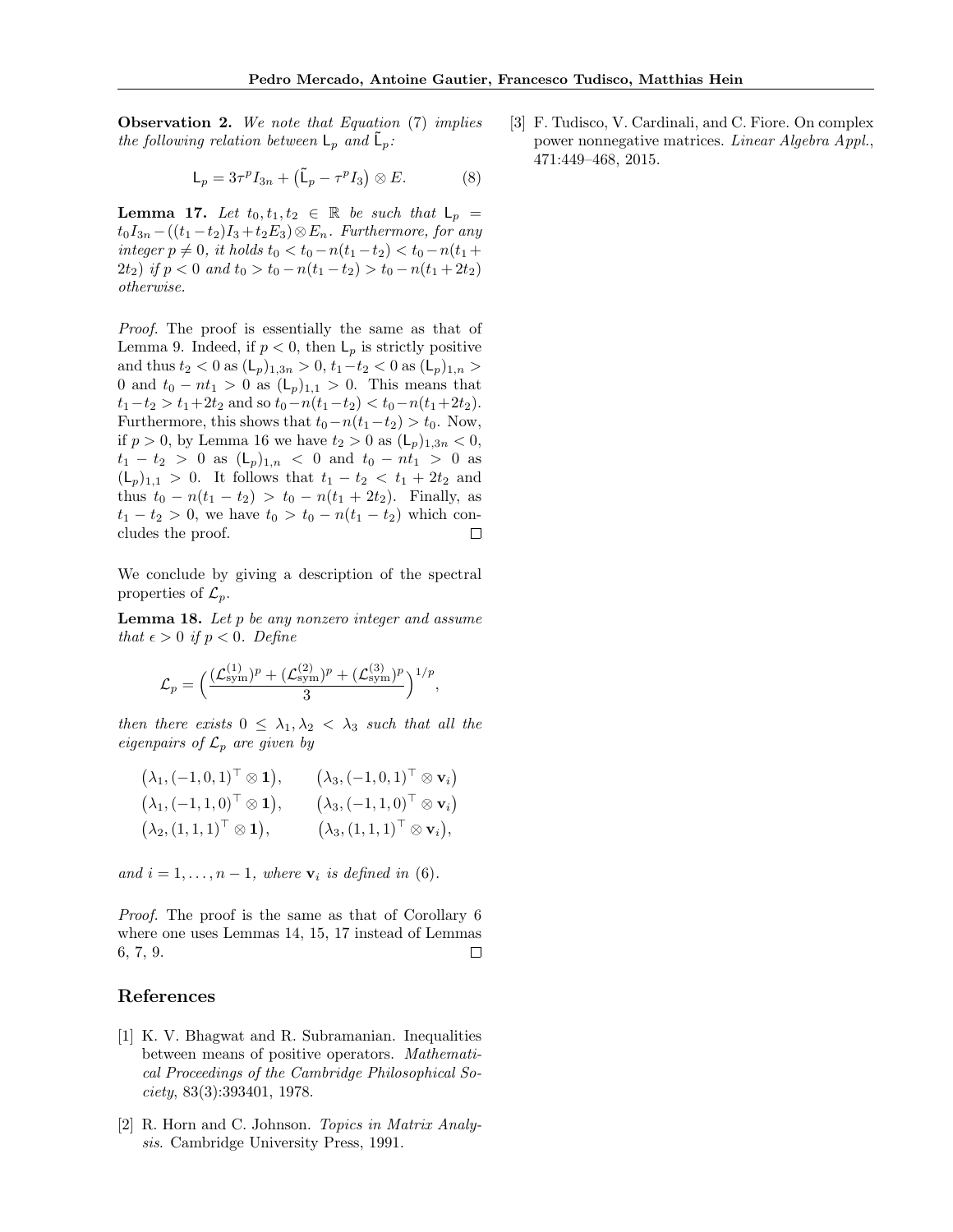**Observation 2.** *We note that Equation (7) implies the following relation between* $\mathsf{L}_p$ *and* $\tilde{\mathsf{L}}_p$*:*

$$\mathsf{L}_p = 3\tau^p I_{3n} + \big(\tilde{\mathsf{L}}_p - \tau^p I_3\big) \otimes E. \tag{8}$$

**Lemma 17.** *Let* $t_0, t_1, t_2 \in \mathbb{R}$ *be such that* $\mathsf{L}_p = t_0 I_{3n} - ((t_1 - t_2) I_3 + t_2 E_3) \otimes E_n$*. Furthermore, for any integer* $p \neq 0$*, it holds* $t_0 < t_0 - n(t_1 - t_2) < t_0 - n(t_1 + 2t_2)$ *if* $p < 0$ *and* $t_0 > t_0 - n(t_1 - t_2) > t_0 - n(t_1 + 2t_2)$ *otherwise.*

*Proof.* The proof is essentially the same as that of Lemma 9. Indeed, if $p < 0$, then $\mathsf{L}_p$ is strictly positive and thus $t_2 < 0$ as $(\mathsf{L}_p)_{1,3n} > 0$, $t_1 - t_2 < 0$ as $(\mathsf{L}_p)_{1,n} > 0$ and $t_0 - nt_1 > 0$ as $(\mathsf{L}_p)_{1,1} > 0$. This means that $t_1 - t_2 > t_1 + 2t_2$ and so $t_0 - n(t_1 - t_2) < t_0 - n(t_1 + 2t_2)$. Furthermore, this shows that $t_0 - n(t_1 - t_2) > t_0$. Now, if $p > 0$, by Lemma 16 we have $t_2 > 0$ as $(\mathsf{L}_p)_{1,3n} < 0$, $t_1 - t_2 > 0$ as $(\mathsf{L}_p)_{1,n} < 0$ and $t_0 - nt_1 > 0$ as $(\mathsf{L}_p)_{1,1} > 0$. It follows that $t_1 - t_2 < t_1 + 2t_2$ and thus $t_0 - n(t_1 - t_2) > t_0 - n(t_1 + 2t_2)$. Finally, as $t_1 - t_2 > 0$, we have $t_0 > t_0 - n(t_1 - t_2)$ which concludes the proof. $\square$

We conclude by giving a description of the spectral properties of $\mathcal{L}_p$.

**Lemma 18.** *Let* $p$ *be any nonzero integer and assume that* $\epsilon > 0$ *if* $p < 0$*. Define*

$$\mathcal{L}_p = \Big( \frac{(\mathcal{L}_{\text{sym}}^{(1)})^p + (\mathcal{L}_{\text{sym}}^{(2)})^p + (\mathcal{L}_{\text{sym}}^{(3)})^p}{3} \Big)^{1/p},$$

*then there exists* $0 \leq \lambda_1, \lambda_2 < \lambda_3$ *such that all the eigenpairs of* $\mathcal{L}_p$ *are given by*

$$\begin{aligned}
&\big(\lambda_1, (-1,0,1)^\top \otimes \mathbf{1}\big), \qquad &&\big(\lambda_3, (-1,0,1)^\top \otimes \mathbf{v}_i\big)\\
&\big(\lambda_1, (-1,1,0)^\top \otimes \mathbf{1}\big), \qquad &&\big(\lambda_3, (-1,1,0)^\top \otimes \mathbf{v}_i\big)\\
&\big(\lambda_2, (1,1,1)^\top \otimes \mathbf{1}\big), \qquad &&\big(\lambda_3, (1,1,1)^\top \otimes \mathbf{v}_i\big),
\end{aligned}$$

*and* $i = 1, \dots, n-1$*, where* $\mathbf{v}_i$ *is defined in (6).*

*Proof.* The proof is the same as that of Corollary 6 where one uses Lemmas 14, 15, 17 instead of Lemmas 6, 7, 9. $\square$

## References

[1] K. V. Bhagwat and R. Subramanian. Inequalities between means of positive operators. *Mathematical Proceedings of the Cambridge Philosophical Society*, 83(3):393401, 1978.

[2] R. Horn and C. Johnson. *Topics in Matrix Analysis*. Cambridge University Press, 1991.

[3] F. Tudisco, V. Cardinali, and C. Fiore. On complex power nonnegative matrices. *Linear Algebra Appl.*, 471:449–468, 2015.